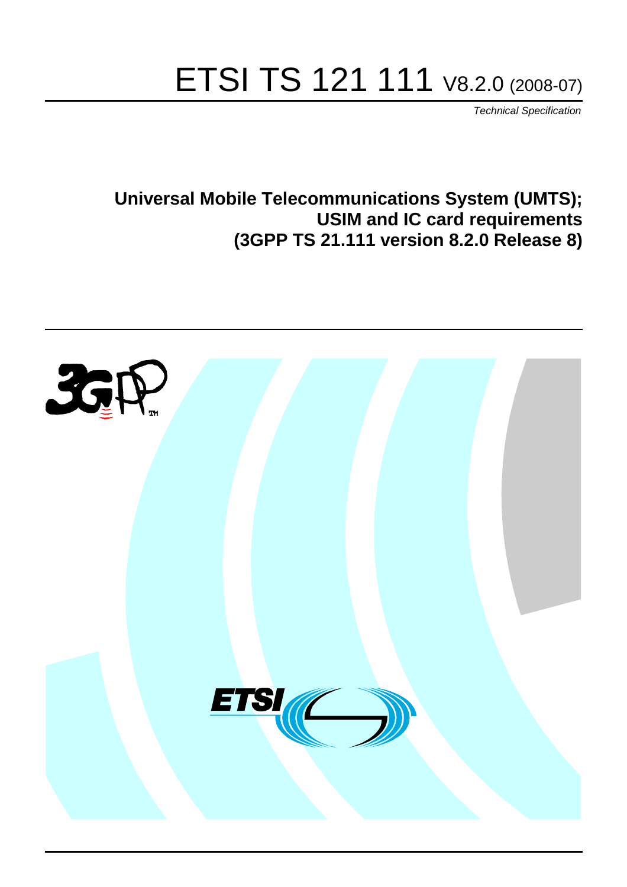# ETSI TS 121 111 V8.2.0 (2008-07)

*Technical Specification*

**Universal Mobile Telecommunications System (UMTS); USIM and IC card requirements (3GPP TS 21.111 version 8.2.0 Release 8)**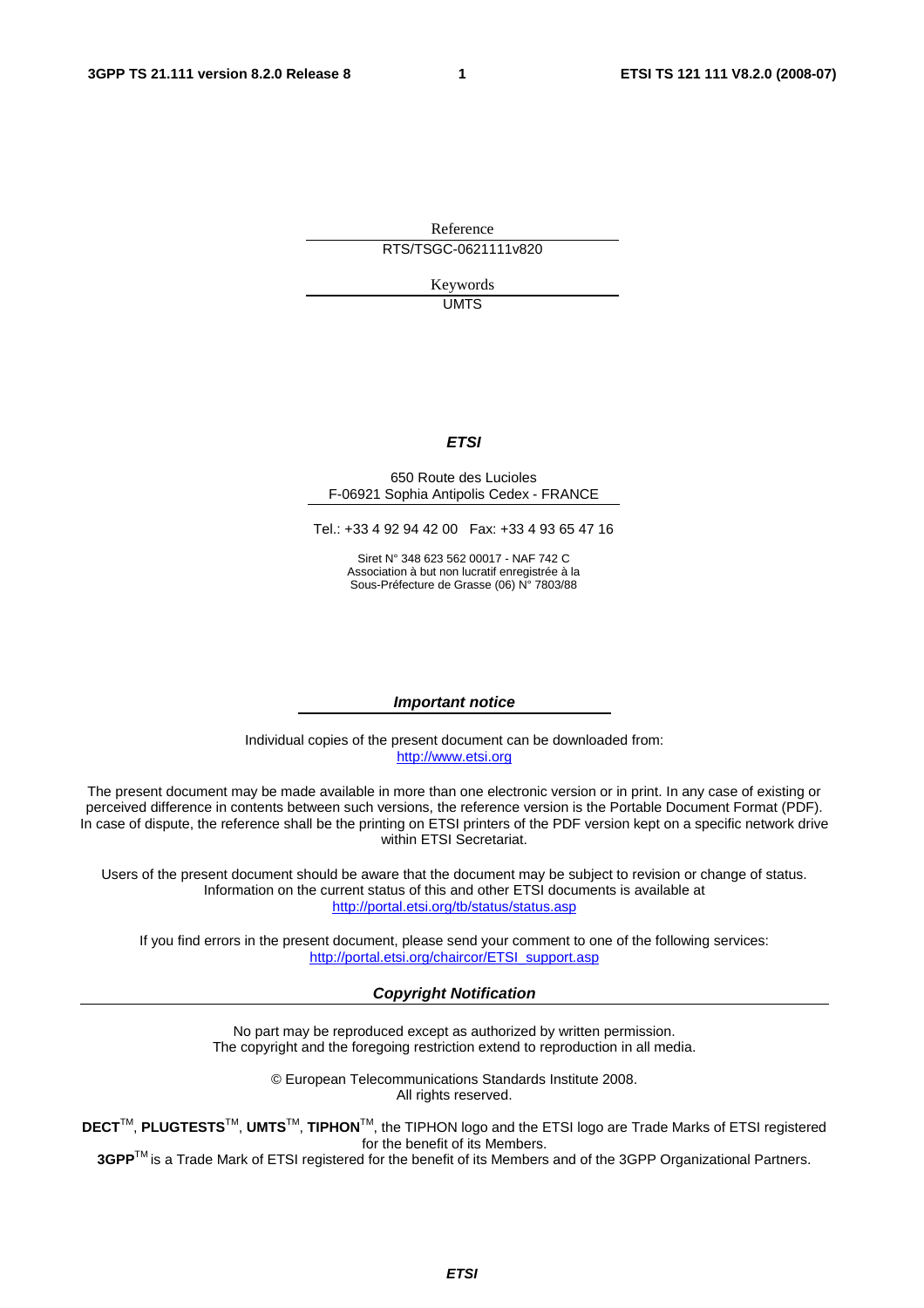Reference

RTS/TSGC-0621111v820

Keywords

UMTS

***ETSI***

650 Route des Lucioles
F-06921 Sophia Antipolis Cedex - FRANCE

Tel.: +33 4 92 94 42 00 Fax: +33 4 93 65 47 16

Siret N° 348 623 562 00017 - NAF 742 C
Association à but non lucratif enregistrée à la
Sous-Préfecture de Grasse (06) N° 7803/88

***Important notice***

Individual copies of the present document can be downloaded from:
http://www.etsi.org

The present document may be made available in more than one electronic version or in print. In any case of existing or perceived difference in contents between such versions, the reference version is the Portable Document Format (PDF). In case of dispute, the reference shall be the printing on ETSI printers of the PDF version kept on a specific network drive within ETSI Secretariat.

Users of the present document should be aware that the document may be subject to revision or change of status. Information on the current status of this and other ETSI documents is available at
http://portal.etsi.org/tb/status/status.asp

If you find errors in the present document, please send your comment to one of the following services:
http://portal.etsi.org/chaircor/ETSI_support.asp

***Copyright Notification***

No part may be reproduced except as authorized by written permission.
The copyright and the foregoing restriction extend to reproduction in all media.

© European Telecommunications Standards Institute 2008.
All rights reserved.

**DECT**™, **PLUGTESTS**™, **UMTS**™, **TIPHON**™, the TIPHON logo and the ETSI logo are Trade Marks of ETSI registered for the benefit of its Members.
**3GPP**™ is a Trade Mark of ETSI registered for the benefit of its Members and of the 3GPP Organizational Partners.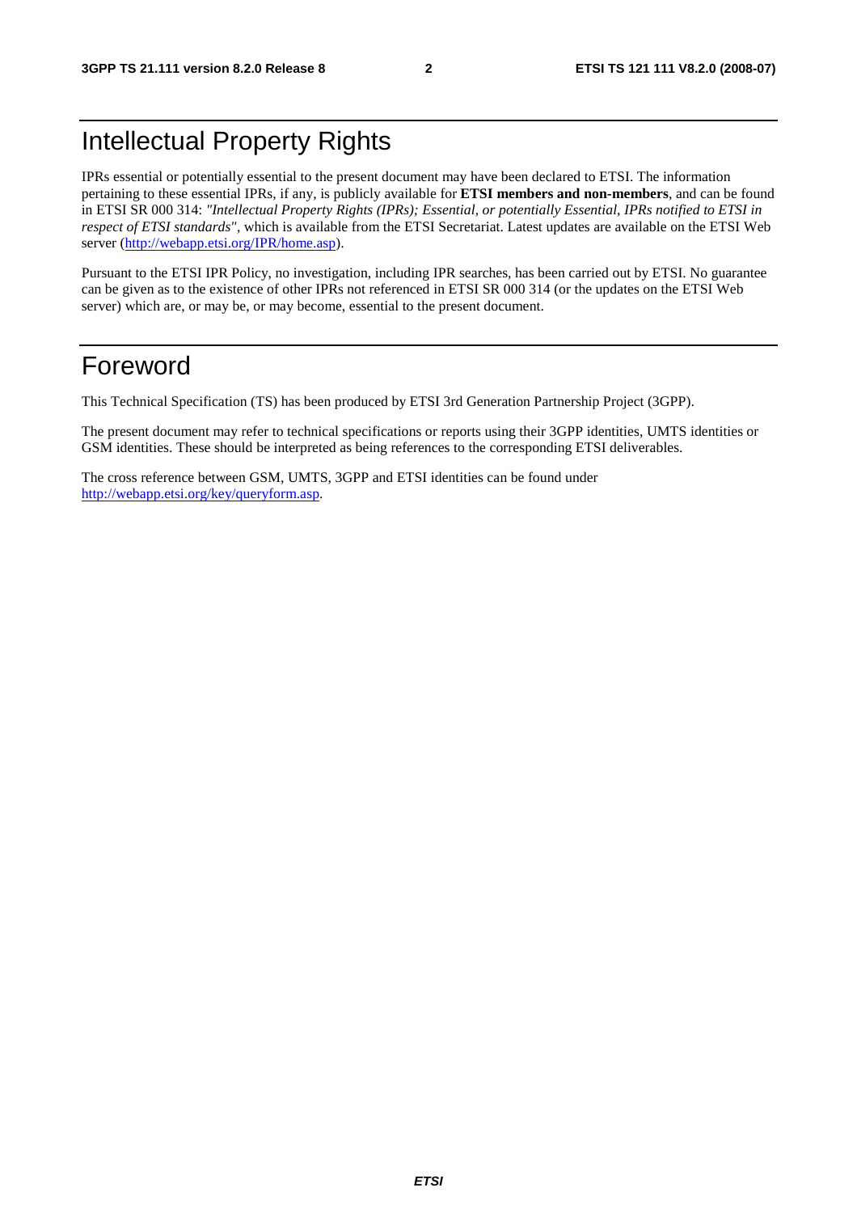# Intellectual Property Rights

IPRs essential or potentially essential to the present document may have been declared to ETSI. The information pertaining to these essential IPRs, if any, is publicly available for **ETSI members and non-members**, and can be found in ETSI SR 000 314: *"Intellectual Property Rights (IPRs); Essential, or potentially Essential, IPRs notified to ETSI in respect of ETSI standards"*, which is available from the ETSI Secretariat. Latest updates are available on the ETSI Web server (http://webapp.etsi.org/IPR/home.asp).

Pursuant to the ETSI IPR Policy, no investigation, including IPR searches, has been carried out by ETSI. No guarantee can be given as to the existence of other IPRs not referenced in ETSI SR 000 314 (or the updates on the ETSI Web server) which are, or may be, or may become, essential to the present document.

# Foreword

This Technical Specification (TS) has been produced by ETSI 3rd Generation Partnership Project (3GPP).

The present document may refer to technical specifications or reports using their 3GPP identities, UMTS identities or GSM identities. These should be interpreted as being references to the corresponding ETSI deliverables.

The cross reference between GSM, UMTS, 3GPP and ETSI identities can be found under http://webapp.etsi.org/key/queryform.asp.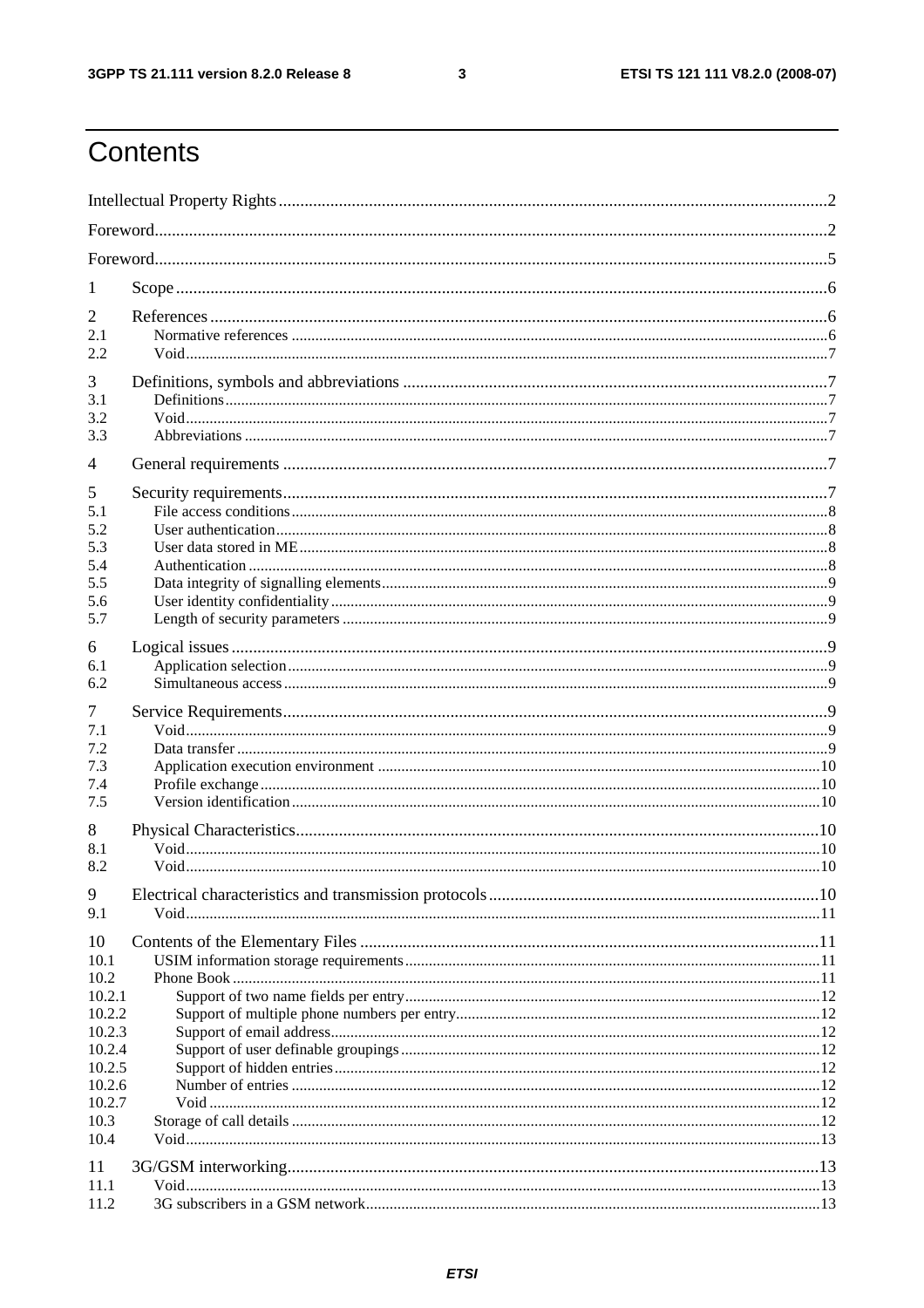# Contents

Intellectual Property Rights ..... 2
Foreword ..... 2
Foreword ..... 5
1 Scope ..... 6
2 References ..... 6
2.1 Normative references ..... 6
2.2 Void ..... 7
3 Definitions, symbols and abbreviations ..... 7
3.1 Definitions ..... 7
3.2 Void ..... 7
3.3 Abbreviations ..... 7
4 General requirements ..... 7
5 Security requirements ..... 7
5.1 File access conditions ..... 8
5.2 User authentication ..... 8
5.3 User data stored in ME ..... 8
5.4 Authentication ..... 8
5.5 Data integrity of signalling elements ..... 9
5.6 User identity confidentiality ..... 9
5.7 Length of security parameters ..... 9
6 Logical issues ..... 9
6.1 Application selection ..... 9
6.2 Simultaneous access ..... 9
7 Service Requirements ..... 9
7.1 Void ..... 9
7.2 Data transfer ..... 9
7.3 Application execution environment ..... 10
7.4 Profile exchange ..... 10
7.5 Version identification ..... 10
8 Physical Characteristics ..... 10
8.1 Void ..... 10
8.2 Void ..... 10
9 Electrical characteristics and transmission protocols ..... 10
9.1 Void ..... 11
10 Contents of the Elementary Files ..... 11
10.1 USIM information storage requirements ..... 11
10.2 Phone Book ..... 11
10.2.1 Support of two name fields per entry ..... 12
10.2.2 Support of multiple phone numbers per entry ..... 12
10.2.3 Support of email address ..... 12
10.2.4 Support of user definable groupings ..... 12
10.2.5 Support of hidden entries ..... 12
10.2.6 Number of entries ..... 12
10.2.7 Void ..... 12
10.3 Storage of call details ..... 12
10.4 Void ..... 13
11 3G/GSM interworking ..... 13
11.1 Void ..... 13
11.2 3G subscribers in a GSM network ..... 13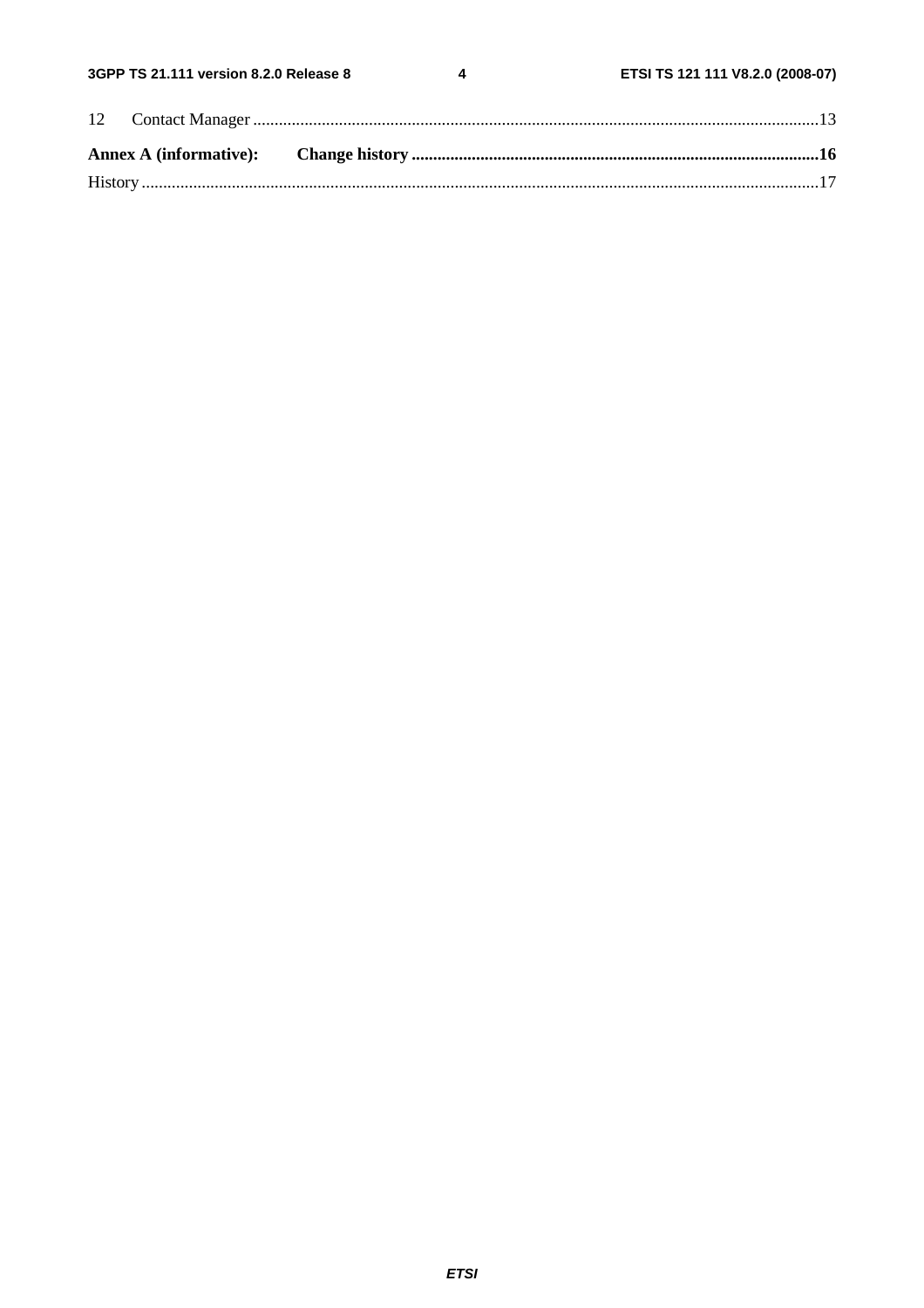12 Contact Manager ....................................................................................................................................13

**Annex A (informative): Change history ...............................................................................................16**

History ............................................................................................................................................................17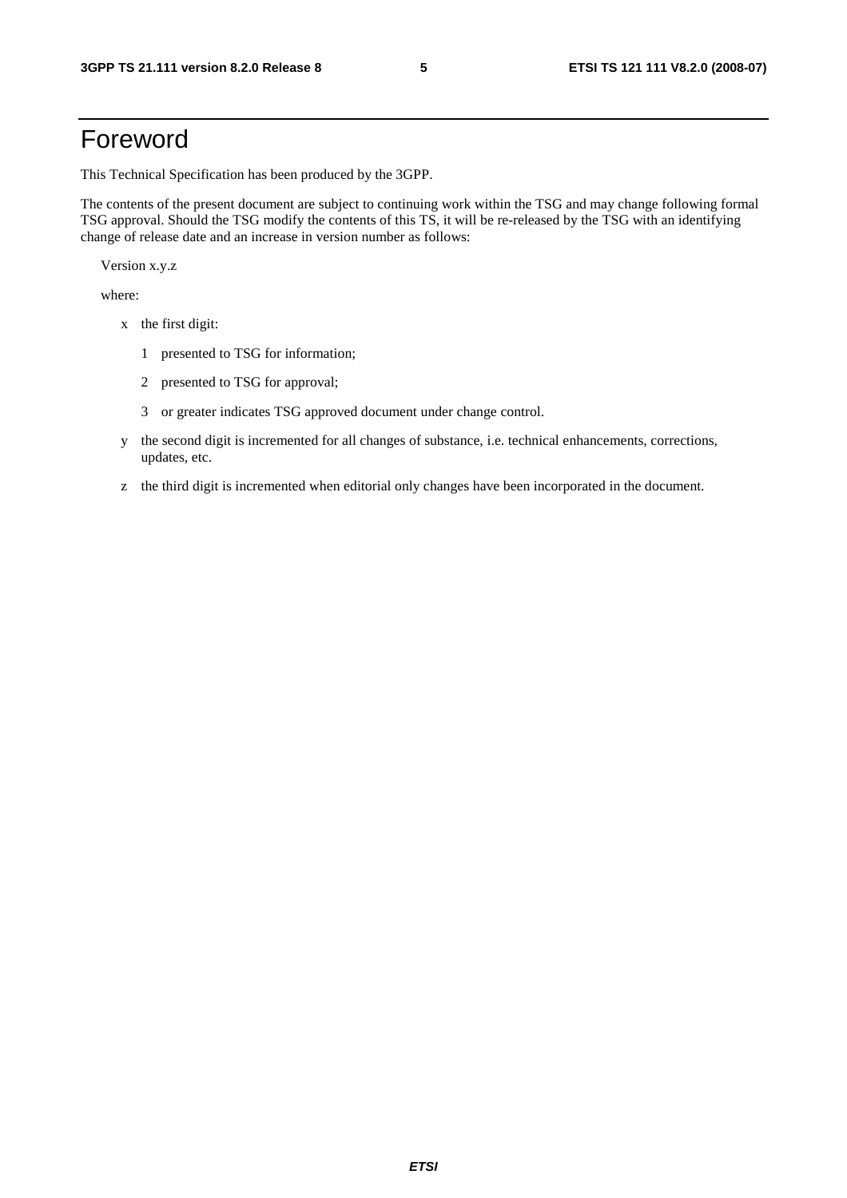# Foreword

This Technical Specification has been produced by the 3GPP.

The contents of the present document are subject to continuing work within the TSG and may change following formal TSG approval. Should the TSG modify the contents of this TS, it will be re-released by the TSG with an identifying change of release date and an increase in version number as follows:

Version x.y.z

where:

- x the first digit:
  - 1 presented to TSG for information;
  - 2 presented to TSG for approval;
  - 3 or greater indicates TSG approved document under change control.
- y the second digit is incremented for all changes of substance, i.e. technical enhancements, corrections, updates, etc.
- z the third digit is incremented when editorial only changes have been incorporated in the document.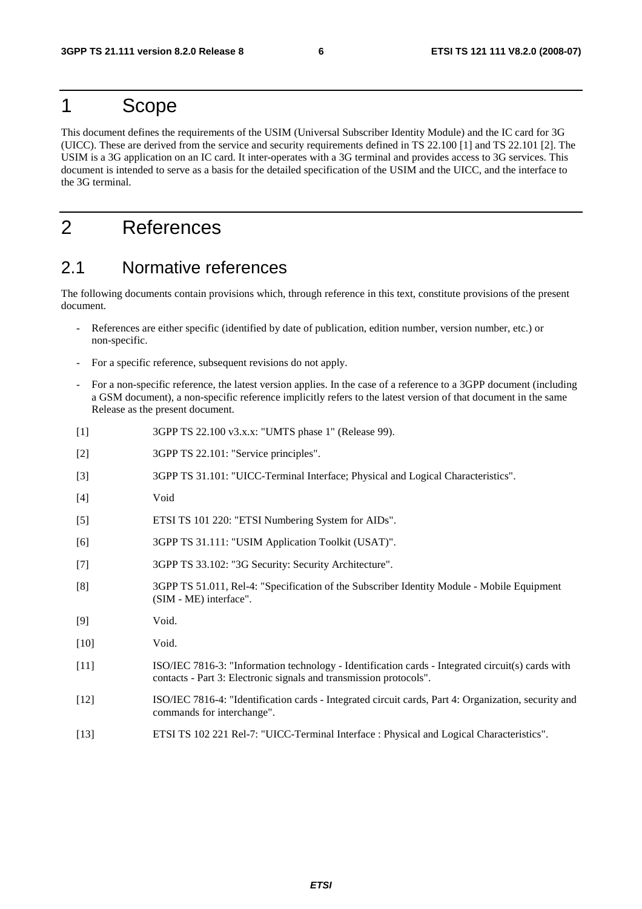# 1 Scope

This document defines the requirements of the USIM (Universal Subscriber Identity Module) and the IC card for 3G (UICC). These are derived from the service and security requirements defined in TS 22.100 [1] and TS 22.101 [2]. The USIM is a 3G application on an IC card. It inter-operates with a 3G terminal and provides access to 3G services. This document is intended to serve as a basis for the detailed specification of the USIM and the UICC, and the interface to the 3G terminal.

# 2 References

## 2.1 Normative references

The following documents contain provisions which, through reference in this text, constitute provisions of the present document.

- References are either specific (identified by date of publication, edition number, version number, etc.) or non-specific.
- For a specific reference, subsequent revisions do not apply.
- For a non-specific reference, the latest version applies. In the case of a reference to a 3GPP document (including a GSM document), a non-specific reference implicitly refers to the latest version of that document in the same Release as the present document.

[1] 3GPP TS 22.100 v3.x.x: "UMTS phase 1" (Release 99).

[2] 3GPP TS 22.101: "Service principles".

[3] 3GPP TS 31.101: "UICC-Terminal Interface; Physical and Logical Characteristics".

[4] Void

[5] ETSI TS 101 220: "ETSI Numbering System for AIDs".

[6] 3GPP TS 31.111: "USIM Application Toolkit (USAT)".

[7] 3GPP TS 33.102: "3G Security: Security Architecture".

[8] 3GPP TS 51.011, Rel-4: "Specification of the Subscriber Identity Module - Mobile Equipment (SIM - ME) interface".

[9] Void.

[10] Void.

[11] ISO/IEC 7816-3: "Information technology - Identification cards - Integrated circuit(s) cards with contacts - Part 3: Electronic signals and transmission protocols".

[12] ISO/IEC 7816-4: "Identification cards - Integrated circuit cards, Part 4: Organization, security and commands for interchange".

[13] ETSI TS 102 221 Rel-7: "UICC-Terminal Interface : Physical and Logical Characteristics".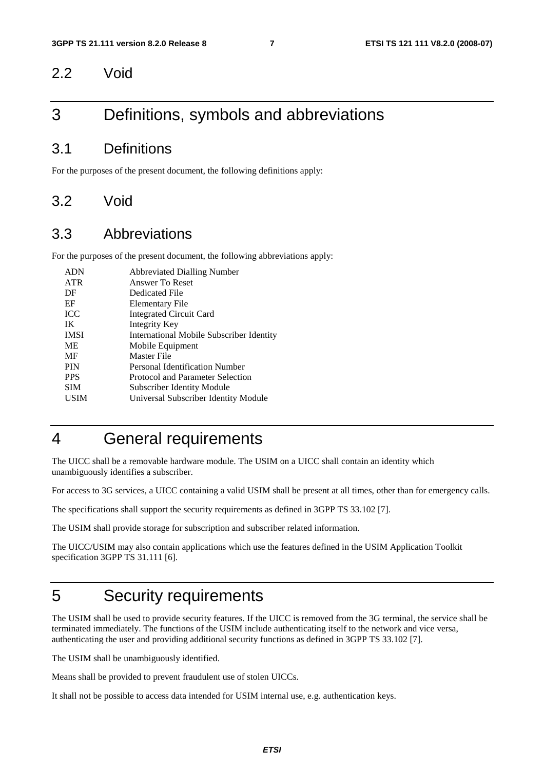## 2.2 Void

# 3 Definitions, symbols and abbreviations

## 3.1 Definitions

For the purposes of the present document, the following definitions apply:

## 3.2 Void

## 3.3 Abbreviations

For the purposes of the present document, the following abbreviations apply:

| | |
|---|---|
| ADN | Abbreviated Dialling Number |
| ATR | Answer To Reset |
| DF | Dedicated File |
| EF | Elementary File |
| ICC | Integrated Circuit Card |
| IK | Integrity Key |
| IMSI | International Mobile Subscriber Identity |
| ME | Mobile Equipment |
| MF | Master File |
| PIN | Personal Identification Number |
| PPS | Protocol and Parameter Selection |
| SIM | Subscriber Identity Module |
| USIM | Universal Subscriber Identity Module |

# 4 General requirements

The UICC shall be a removable hardware module. The USIM on a UICC shall contain an identity which unambiguously identifies a subscriber.

For access to 3G services, a UICC containing a valid USIM shall be present at all times, other than for emergency calls.

The specifications shall support the security requirements as defined in 3GPP TS 33.102 [7].

The USIM shall provide storage for subscription and subscriber related information.

The UICC/USIM may also contain applications which use the features defined in the USIM Application Toolkit specification 3GPP TS 31.111 [6].

# 5 Security requirements

The USIM shall be used to provide security features. If the UICC is removed from the 3G terminal, the service shall be terminated immediately. The functions of the USIM include authenticating itself to the network and vice versa, authenticating the user and providing additional security functions as defined in 3GPP TS 33.102 [7].

The USIM shall be unambiguously identified.

Means shall be provided to prevent fraudulent use of stolen UICCs.

It shall not be possible to access data intended for USIM internal use, e.g. authentication keys.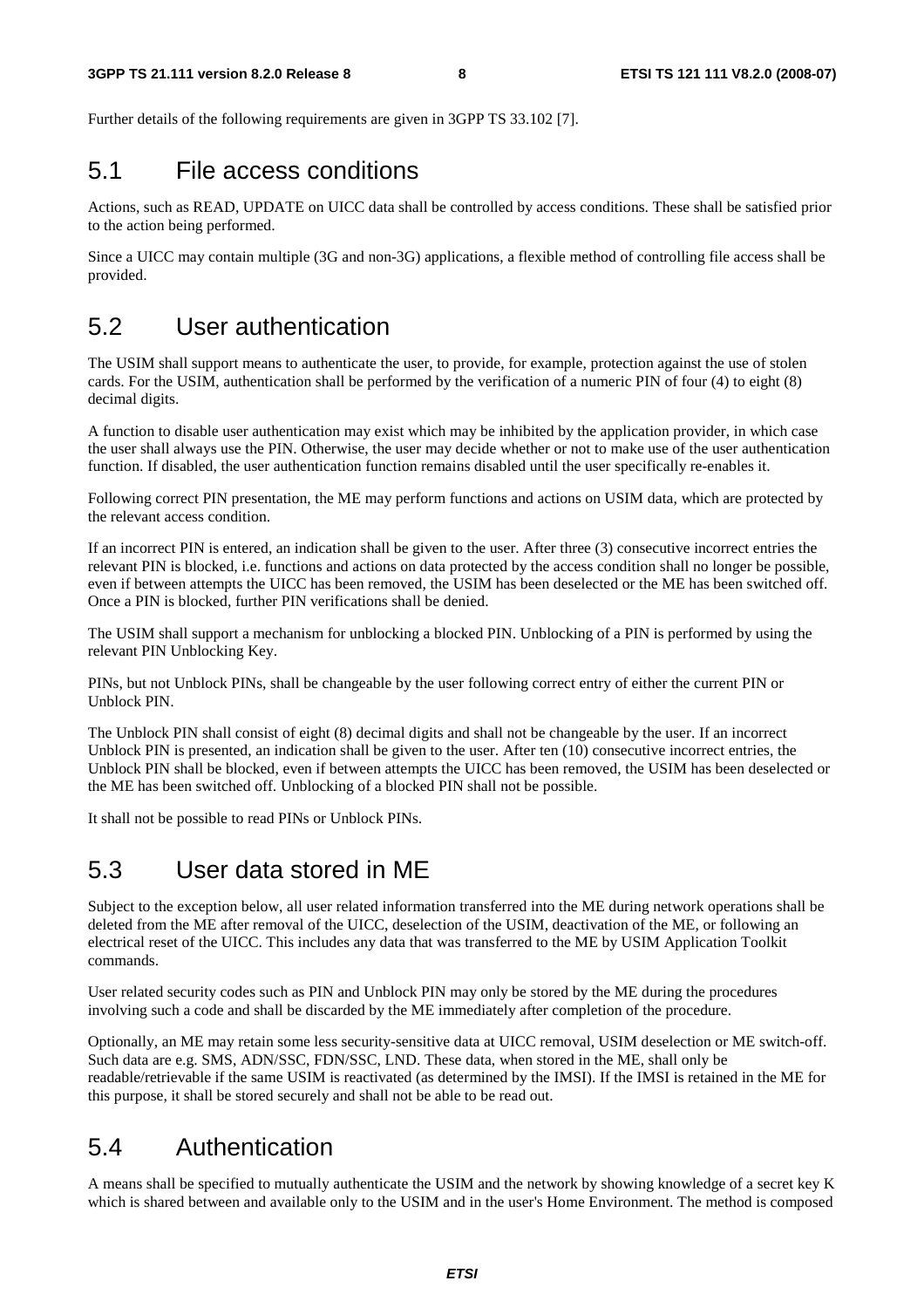Further details of the following requirements are given in 3GPP TS 33.102 [7].

## 5.1 File access conditions

Actions, such as READ, UPDATE on UICC data shall be controlled by access conditions. These shall be satisfied prior to the action being performed.

Since a UICC may contain multiple (3G and non-3G) applications, a flexible method of controlling file access shall be provided.

## 5.2 User authentication

The USIM shall support means to authenticate the user, to provide, for example, protection against the use of stolen cards. For the USIM, authentication shall be performed by the verification of a numeric PIN of four (4) to eight (8) decimal digits.

A function to disable user authentication may exist which may be inhibited by the application provider, in which case the user shall always use the PIN. Otherwise, the user may decide whether or not to make use of the user authentication function. If disabled, the user authentication function remains disabled until the user specifically re-enables it.

Following correct PIN presentation, the ME may perform functions and actions on USIM data, which are protected by the relevant access condition.

If an incorrect PIN is entered, an indication shall be given to the user. After three (3) consecutive incorrect entries the relevant PIN is blocked, i.e. functions and actions on data protected by the access condition shall no longer be possible, even if between attempts the UICC has been removed, the USIM has been deselected or the ME has been switched off. Once a PIN is blocked, further PIN verifications shall be denied.

The USIM shall support a mechanism for unblocking a blocked PIN. Unblocking of a PIN is performed by using the relevant PIN Unblocking Key.

PINs, but not Unblock PINs, shall be changeable by the user following correct entry of either the current PIN or Unblock PIN.

The Unblock PIN shall consist of eight (8) decimal digits and shall not be changeable by the user. If an incorrect Unblock PIN is presented, an indication shall be given to the user. After ten (10) consecutive incorrect entries, the Unblock PIN shall be blocked, even if between attempts the UICC has been removed, the USIM has been deselected or the ME has been switched off. Unblocking of a blocked PIN shall not be possible.

It shall not be possible to read PINs or Unblock PINs.

## 5.3 User data stored in ME

Subject to the exception below, all user related information transferred into the ME during network operations shall be deleted from the ME after removal of the UICC, deselection of the USIM, deactivation of the ME, or following an electrical reset of the UICC. This includes any data that was transferred to the ME by USIM Application Toolkit commands.

User related security codes such as PIN and Unblock PIN may only be stored by the ME during the procedures involving such a code and shall be discarded by the ME immediately after completion of the procedure.

Optionally, an ME may retain some less security-sensitive data at UICC removal, USIM deselection or ME switch-off. Such data are e.g. SMS, ADN/SSC, FDN/SSC, LND. These data, when stored in the ME, shall only be readable/retrievable if the same USIM is reactivated (as determined by the IMSI). If the IMSI is retained in the ME for this purpose, it shall be stored securely and shall not be able to be read out.

## 5.4 Authentication

A means shall be specified to mutually authenticate the USIM and the network by showing knowledge of a secret key K which is shared between and available only to the USIM and in the user's Home Environment. The method is composed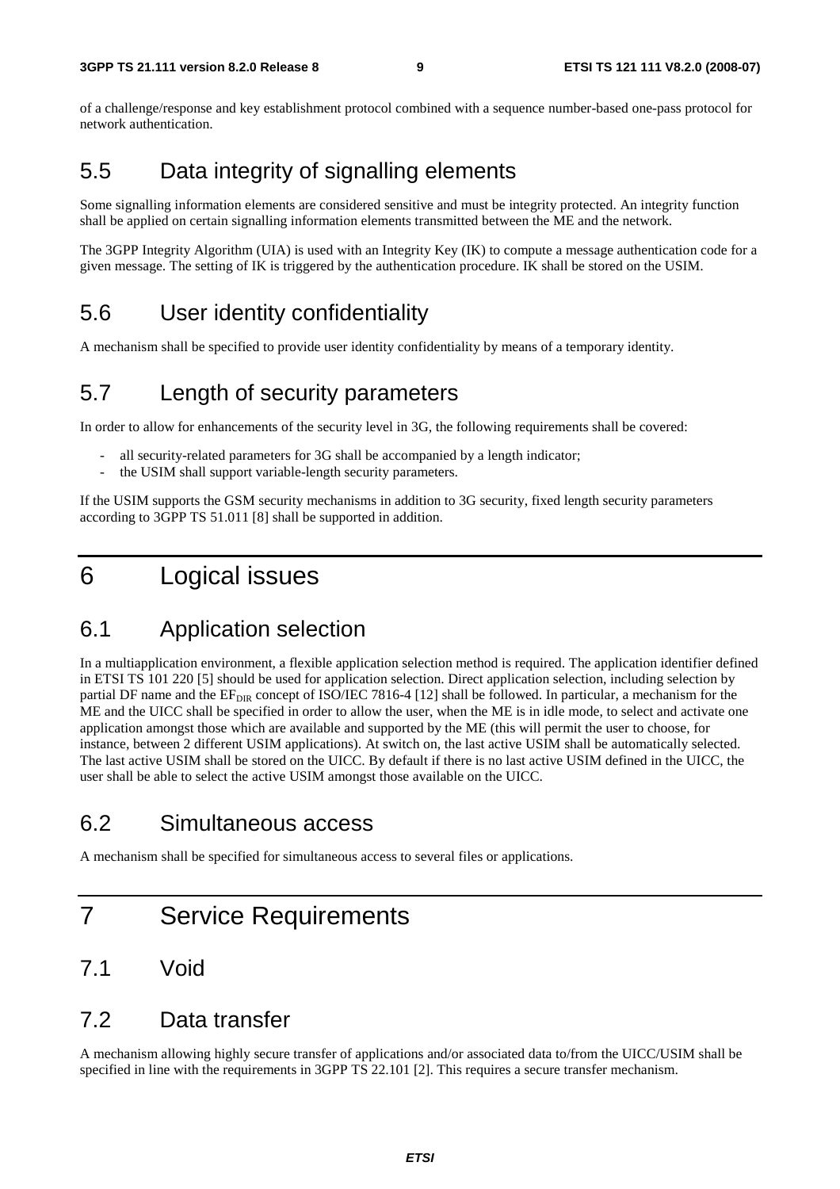of a challenge/response and key establishment protocol combined with a sequence number-based one-pass protocol for network authentication.

## 5.5 Data integrity of signalling elements

Some signalling information elements are considered sensitive and must be integrity protected. An integrity function shall be applied on certain signalling information elements transmitted between the ME and the network.

The 3GPP Integrity Algorithm (UIA) is used with an Integrity Key (IK) to compute a message authentication code for a given message. The setting of IK is triggered by the authentication procedure. IK shall be stored on the USIM.

## 5.6 User identity confidentiality

A mechanism shall be specified to provide user identity confidentiality by means of a temporary identity.

## 5.7 Length of security parameters

In order to allow for enhancements of the security level in 3G, the following requirements shall be covered:

- all security-related parameters for 3G shall be accompanied by a length indicator;
- the USIM shall support variable-length security parameters.

If the USIM supports the GSM security mechanisms in addition to 3G security, fixed length security parameters according to 3GPP TS 51.011 [8] shall be supported in addition.

# 6 Logical issues

## 6.1 Application selection

In a multiapplication environment, a flexible application selection method is required. The application identifier defined in ETSI TS 101 220 [5] should be used for application selection. Direct application selection, including selection by partial DF name and the $EF_{DIR}$ concept of ISO/IEC 7816-4 [12] shall be followed. In particular, a mechanism for the ME and the UICC shall be specified in order to allow the user, when the ME is in idle mode, to select and activate one application amongst those which are available and supported by the ME (this will permit the user to choose, for instance, between 2 different USIM applications). At switch on, the last active USIM shall be automatically selected. The last active USIM shall be stored on the UICC. By default if there is no last active USIM defined in the UICC, the user shall be able to select the active USIM amongst those available on the UICC.

## 6.2 Simultaneous access

A mechanism shall be specified for simultaneous access to several files or applications.

# 7 Service Requirements

## 7.1 Void

## 7.2 Data transfer

A mechanism allowing highly secure transfer of applications and/or associated data to/from the UICC/USIM shall be specified in line with the requirements in 3GPP TS 22.101 [2]. This requires a secure transfer mechanism.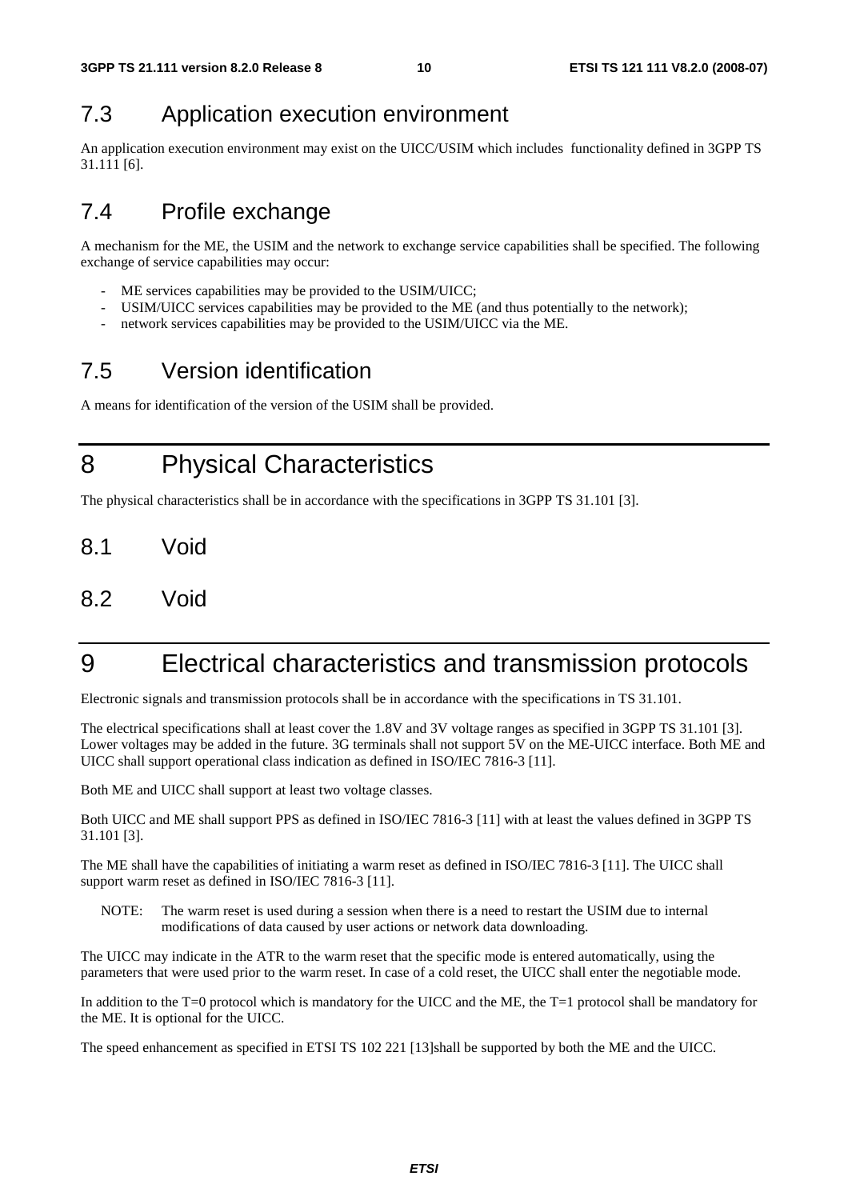## 7.3 Application execution environment

An application execution environment may exist on the UICC/USIM which includes functionality defined in 3GPP TS 31.111 [6].

## 7.4 Profile exchange

A mechanism for the ME, the USIM and the network to exchange service capabilities shall be specified. The following exchange of service capabilities may occur:

- ME services capabilities may be provided to the USIM/UICC;
- USIM/UICC services capabilities may be provided to the ME (and thus potentially to the network);
- network services capabilities may be provided to the USIM/UICC via the ME.

## 7.5 Version identification

A means for identification of the version of the USIM shall be provided.

# 8 Physical Characteristics

The physical characteristics shall be in accordance with the specifications in 3GPP TS 31.101 [3].

## 8.1 Void

## 8.2 Void

# 9 Electrical characteristics and transmission protocols

Electronic signals and transmission protocols shall be in accordance with the specifications in TS 31.101.

The electrical specifications shall at least cover the 1.8V and 3V voltage ranges as specified in 3GPP TS 31.101 [3]. Lower voltages may be added in the future. 3G terminals shall not support 5V on the ME-UICC interface. Both ME and UICC shall support operational class indication as defined in ISO/IEC 7816-3 [11].

Both ME and UICC shall support at least two voltage classes.

Both UICC and ME shall support PPS as defined in ISO/IEC 7816-3 [11] with at least the values defined in 3GPP TS 31.101 [3].

The ME shall have the capabilities of initiating a warm reset as defined in ISO/IEC 7816-3 [11]. The UICC shall support warm reset as defined in ISO/IEC 7816-3 [11].

NOTE: The warm reset is used during a session when there is a need to restart the USIM due to internal modifications of data caused by user actions or network data downloading.

The UICC may indicate in the ATR to the warm reset that the specific mode is entered automatically, using the parameters that were used prior to the warm reset. In case of a cold reset, the UICC shall enter the negotiable mode.

In addition to the T=0 protocol which is mandatory for the UICC and the ME, the T=1 protocol shall be mandatory for the ME. It is optional for the UICC.

The speed enhancement as specified in ETSI TS 102 221 [13]shall be supported by both the ME and the UICC.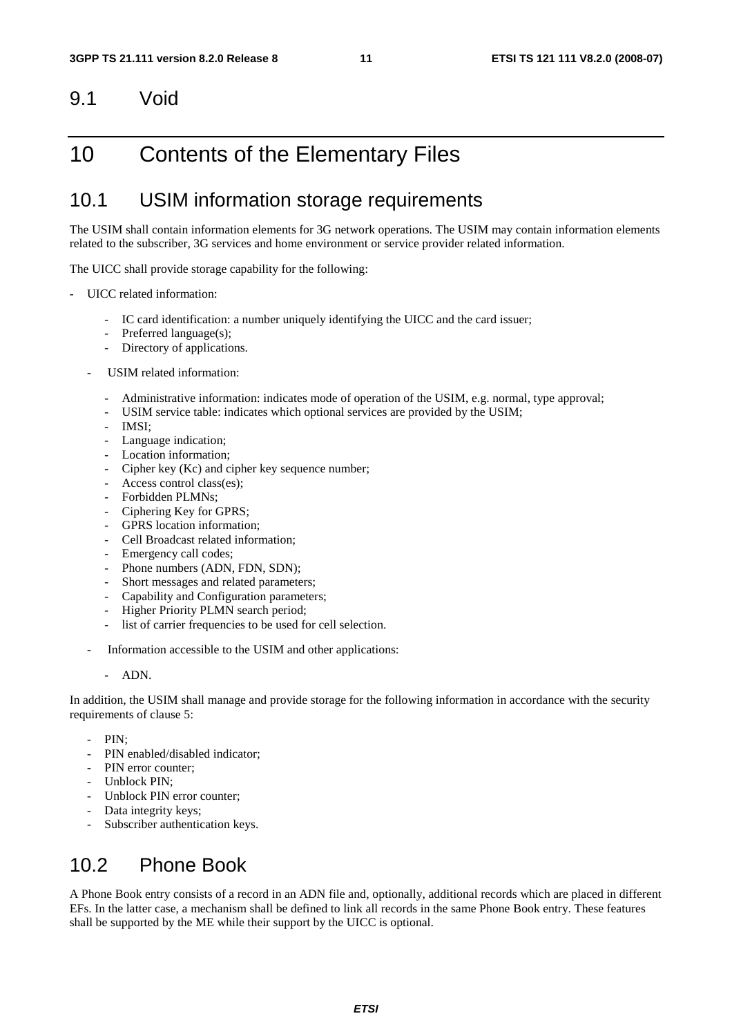## 9.1 Void

# 10 Contents of the Elementary Files

## 10.1 USIM information storage requirements

The USIM shall contain information elements for 3G network operations. The USIM may contain information elements related to the subscriber, 3G services and home environment or service provider related information.

The UICC shall provide storage capability for the following:

- UICC related information:
  - IC card identification: a number uniquely identifying the UICC and the card issuer;
  - Preferred language(s);
  - Directory of applications.
- USIM related information:
  - Administrative information: indicates mode of operation of the USIM, e.g. normal, type approval;
  - USIM service table: indicates which optional services are provided by the USIM;
  - IMSI;
  - Language indication;
  - Location information;
  - Cipher key (Kc) and cipher key sequence number;
  - Access control class(es);
  - Forbidden PLMNs;
  - Ciphering Key for GPRS;
  - GPRS location information;
  - Cell Broadcast related information;
  - Emergency call codes;
  - Phone numbers (ADN, FDN, SDN);
  - Short messages and related parameters;
  - Capability and Configuration parameters;
  - Higher Priority PLMN search period;
  - list of carrier frequencies to be used for cell selection.
- Information accessible to the USIM and other applications:
  - ADN.

In addition, the USIM shall manage and provide storage for the following information in accordance with the security requirements of clause 5:

- PIN;
- PIN enabled/disabled indicator;
- PIN error counter;
- Unblock PIN;
- Unblock PIN error counter;
- Data integrity keys;
- Subscriber authentication keys.

## 10.2 Phone Book

A Phone Book entry consists of a record in an ADN file and, optionally, additional records which are placed in different EFs. In the latter case, a mechanism shall be defined to link all records in the same Phone Book entry. These features shall be supported by the ME while their support by the UICC is optional.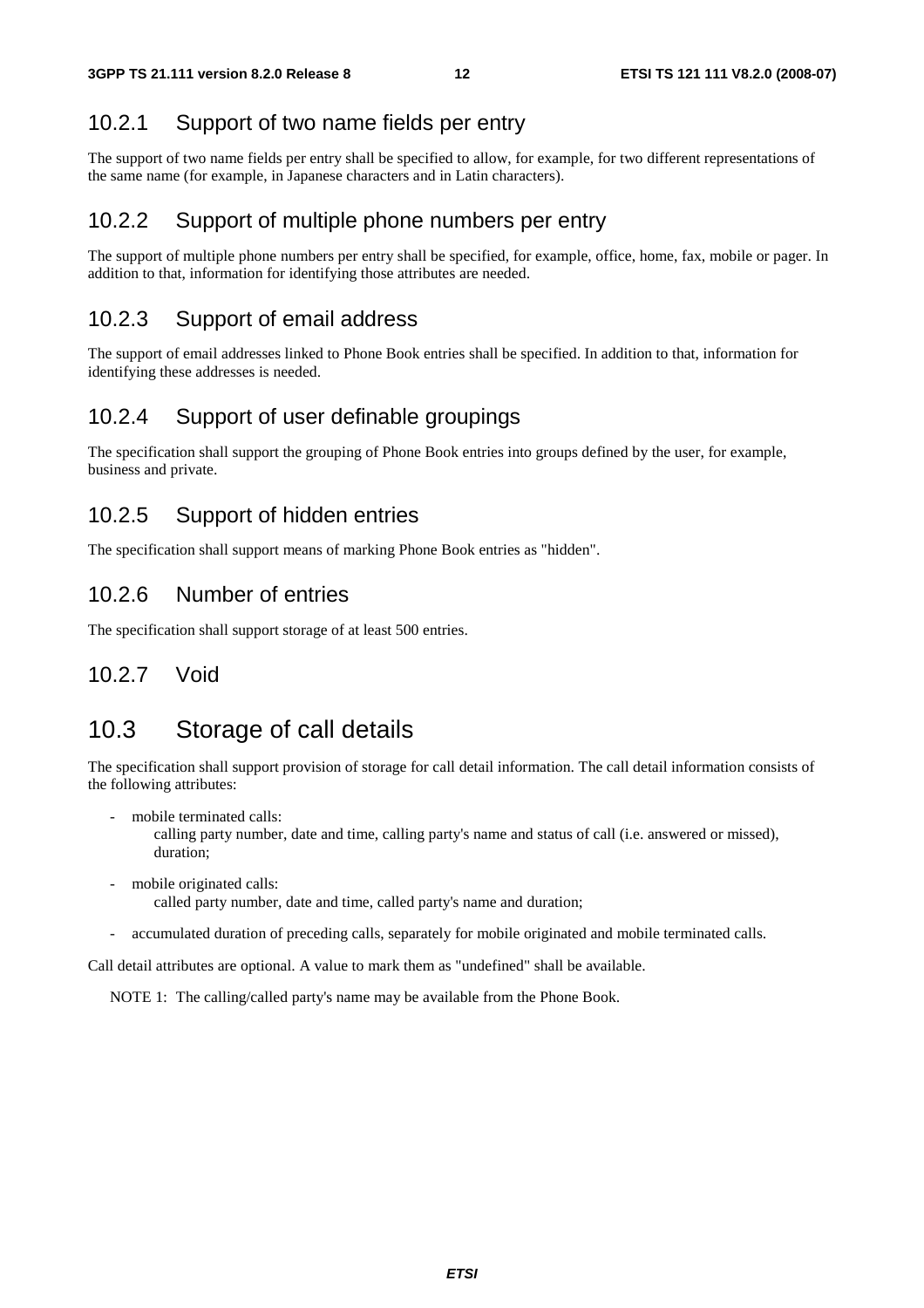### 10.2.1 Support of two name fields per entry

The support of two name fields per entry shall be specified to allow, for example, for two different representations of the same name (for example, in Japanese characters and in Latin characters).

### 10.2.2 Support of multiple phone numbers per entry

The support of multiple phone numbers per entry shall be specified, for example, office, home, fax, mobile or pager. In addition to that, information for identifying those attributes are needed.

### 10.2.3 Support of email address

The support of email addresses linked to Phone Book entries shall be specified. In addition to that, information for identifying these addresses is needed.

### 10.2.4 Support of user definable groupings

The specification shall support the grouping of Phone Book entries into groups defined by the user, for example, business and private.

### 10.2.5 Support of hidden entries

The specification shall support means of marking Phone Book entries as "hidden".

### 10.2.6 Number of entries

The specification shall support storage of at least 500 entries.

### 10.2.7 Void

## 10.3 Storage of call details

The specification shall support provision of storage for call detail information. The call detail information consists of the following attributes:

- mobile terminated calls:
  calling party number, date and time, calling party's name and status of call (i.e. answered or missed), duration;
- mobile originated calls:
  called party number, date and time, called party's name and duration;
- accumulated duration of preceding calls, separately for mobile originated and mobile terminated calls.

Call detail attributes are optional. A value to mark them as "undefined" shall be available.

NOTE 1: The calling/called party's name may be available from the Phone Book.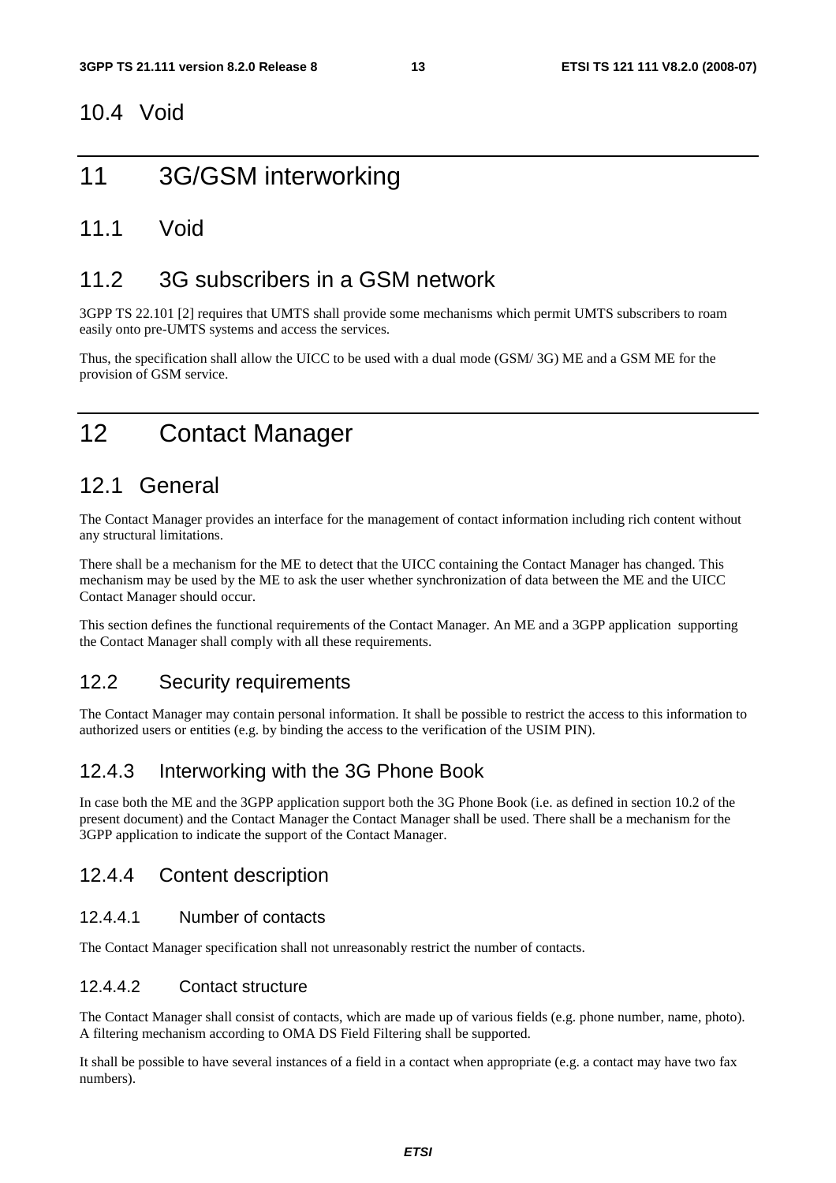## 10.4 Void

# 11 3G/GSM interworking

## 11.1 Void

## 11.2 3G subscribers in a GSM network

3GPP TS 22.101 [2] requires that UMTS shall provide some mechanisms which permit UMTS subscribers to roam easily onto pre-UMTS systems and access the services.

Thus, the specification shall allow the UICC to be used with a dual mode (GSM/ 3G) ME and a GSM ME for the provision of GSM service.

# 12 Contact Manager

## 12.1 General

The Contact Manager provides an interface for the management of contact information including rich content without any structural limitations.

There shall be a mechanism for the ME to detect that the UICC containing the Contact Manager has changed. This mechanism may be used by the ME to ask the user whether synchronization of data between the ME and the UICC Contact Manager should occur.

This section defines the functional requirements of the Contact Manager. An ME and a 3GPP application supporting the Contact Manager shall comply with all these requirements.

## 12.2 Security requirements

The Contact Manager may contain personal information. It shall be possible to restrict the access to this information to authorized users or entities (e.g. by binding the access to the verification of the USIM PIN).

## 12.4.3 Interworking with the 3G Phone Book

In case both the ME and the 3GPP application support both the 3G Phone Book (i.e. as defined in section 10.2 of the present document) and the Contact Manager the Contact Manager shall be used. There shall be a mechanism for the 3GPP application to indicate the support of the Contact Manager.

## 12.4.4 Content description

### 12.4.4.1 Number of contacts

The Contact Manager specification shall not unreasonably restrict the number of contacts.

### 12.4.4.2 Contact structure

The Contact Manager shall consist of contacts, which are made up of various fields (e.g. phone number, name, photo). A filtering mechanism according to OMA DS Field Filtering shall be supported.

It shall be possible to have several instances of a field in a contact when appropriate (e.g. a contact may have two fax numbers).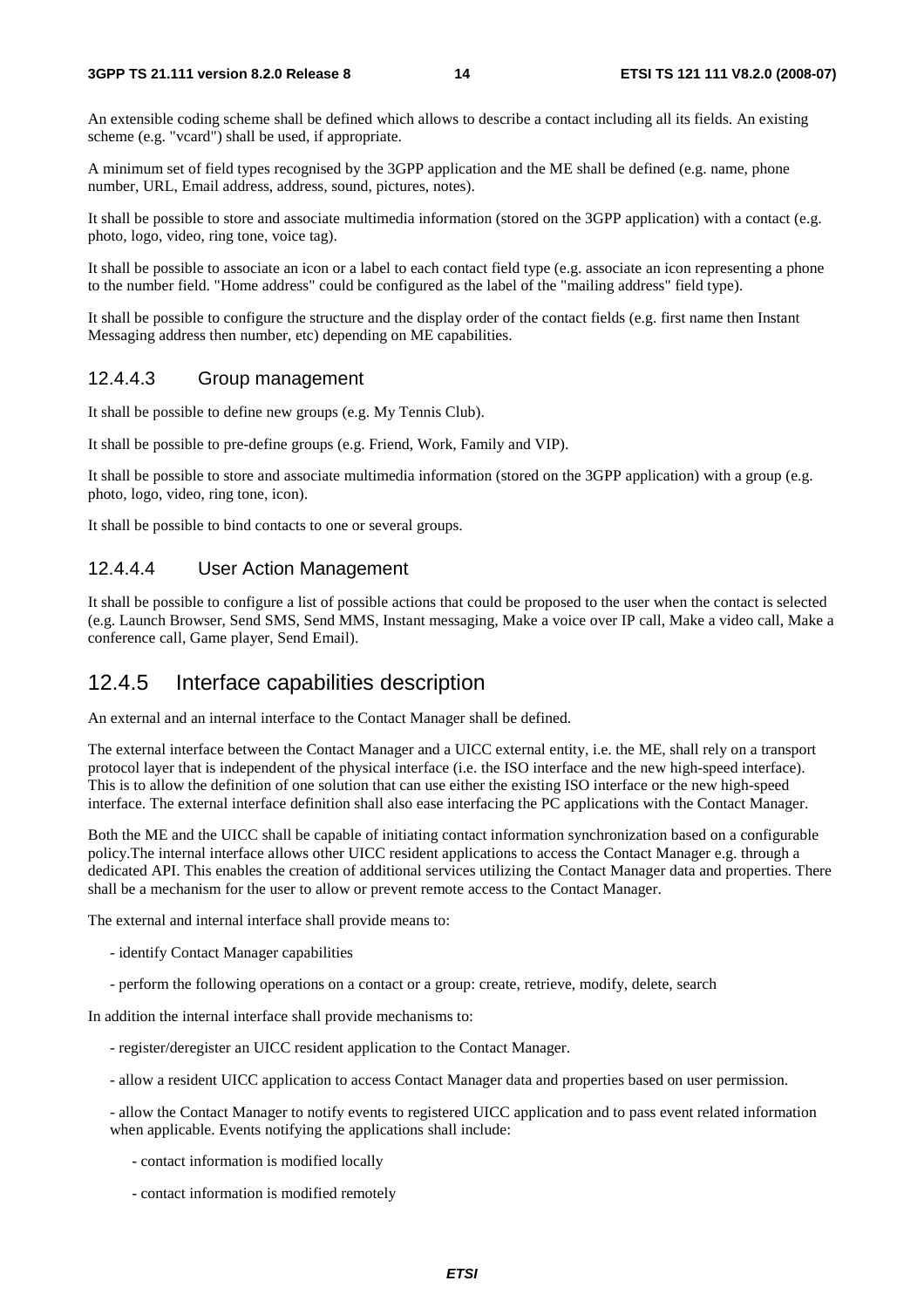An extensible coding scheme shall be defined which allows to describe a contact including all its fields. An existing scheme (e.g. "vcard") shall be used, if appropriate.

A minimum set of field types recognised by the 3GPP application and the ME shall be defined (e.g. name, phone number, URL, Email address, address, sound, pictures, notes).

It shall be possible to store and associate multimedia information (stored on the 3GPP application) with a contact (e.g. photo, logo, video, ring tone, voice tag).

It shall be possible to associate an icon or a label to each contact field type (e.g. associate an icon representing a phone to the number field. "Home address" could be configured as the label of the "mailing address" field type).

It shall be possible to configure the structure and the display order of the contact fields (e.g. first name then Instant Messaging address then number, etc) depending on ME capabilities.

#### 12.4.4.3 Group management

It shall be possible to define new groups (e.g. My Tennis Club).

It shall be possible to pre-define groups (e.g. Friend, Work, Family and VIP).

It shall be possible to store and associate multimedia information (stored on the 3GPP application) with a group (e.g. photo, logo, video, ring tone, icon).

It shall be possible to bind contacts to one or several groups.

#### 12.4.4.4 User Action Management

It shall be possible to configure a list of possible actions that could be proposed to the user when the contact is selected (e.g. Launch Browser, Send SMS, Send MMS, Instant messaging, Make a voice over IP call, Make a video call, Make a conference call, Game player, Send Email).

### 12.4.5 Interface capabilities description

An external and an internal interface to the Contact Manager shall be defined.

The external interface between the Contact Manager and a UICC external entity, i.e. the ME, shall rely on a transport protocol layer that is independent of the physical interface (i.e. the ISO interface and the new high-speed interface). This is to allow the definition of one solution that can use either the existing ISO interface or the new high-speed interface. The external interface definition shall also ease interfacing the PC applications with the Contact Manager.

Both the ME and the UICC shall be capable of initiating contact information synchronization based on a configurable policy.The internal interface allows other UICC resident applications to access the Contact Manager e.g. through a dedicated API. This enables the creation of additional services utilizing the Contact Manager data and properties. There shall be a mechanism for the user to allow or prevent remote access to the Contact Manager.

The external and internal interface shall provide means to:

- identify Contact Manager capabilities
- perform the following operations on a contact or a group: create, retrieve, modify, delete, search

In addition the internal interface shall provide mechanisms to:

- register/deregister an UICC resident application to the Contact Manager.
- allow a resident UICC application to access Contact Manager data and properties based on user permission.
- allow the Contact Manager to notify events to registered UICC application and to pass event related information when applicable. Events notifying the applications shall include:
    - contact information is modified locally
    - contact information is modified remotely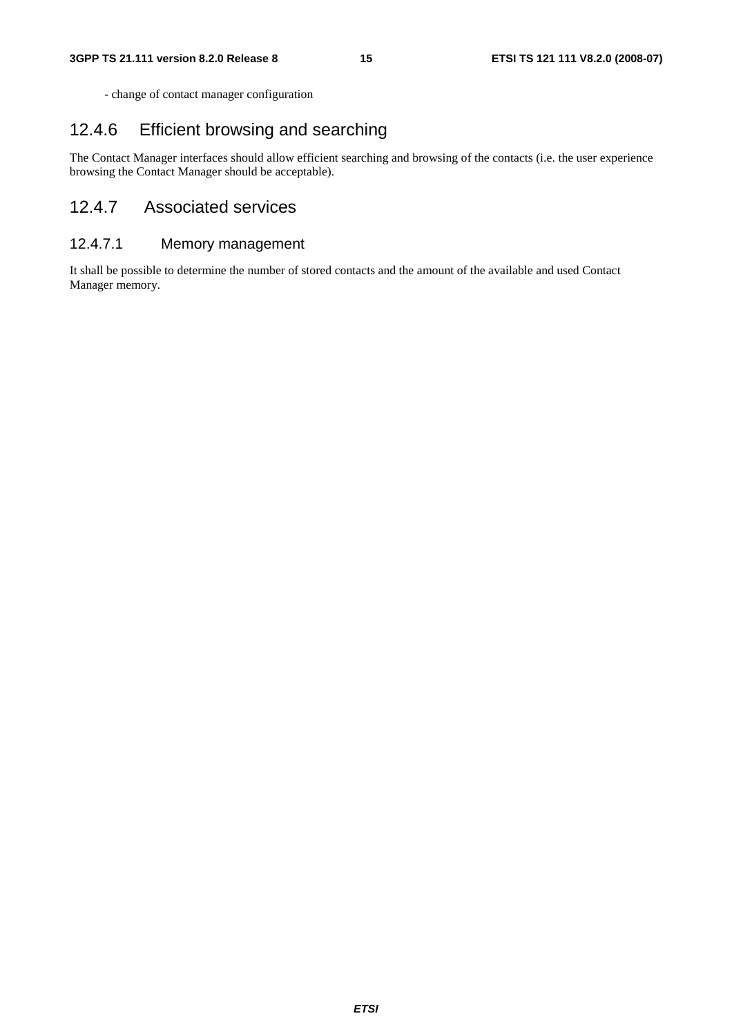- change of contact manager configuration

## 12.4.6 Efficient browsing and searching

The Contact Manager interfaces should allow efficient searching and browsing of the contacts (i.e. the user experience browsing the Contact Manager should be acceptable).

## 12.4.7 Associated services

### 12.4.7.1 Memory management

It shall be possible to determine the number of stored contacts and the amount of the available and used Contact Manager memory.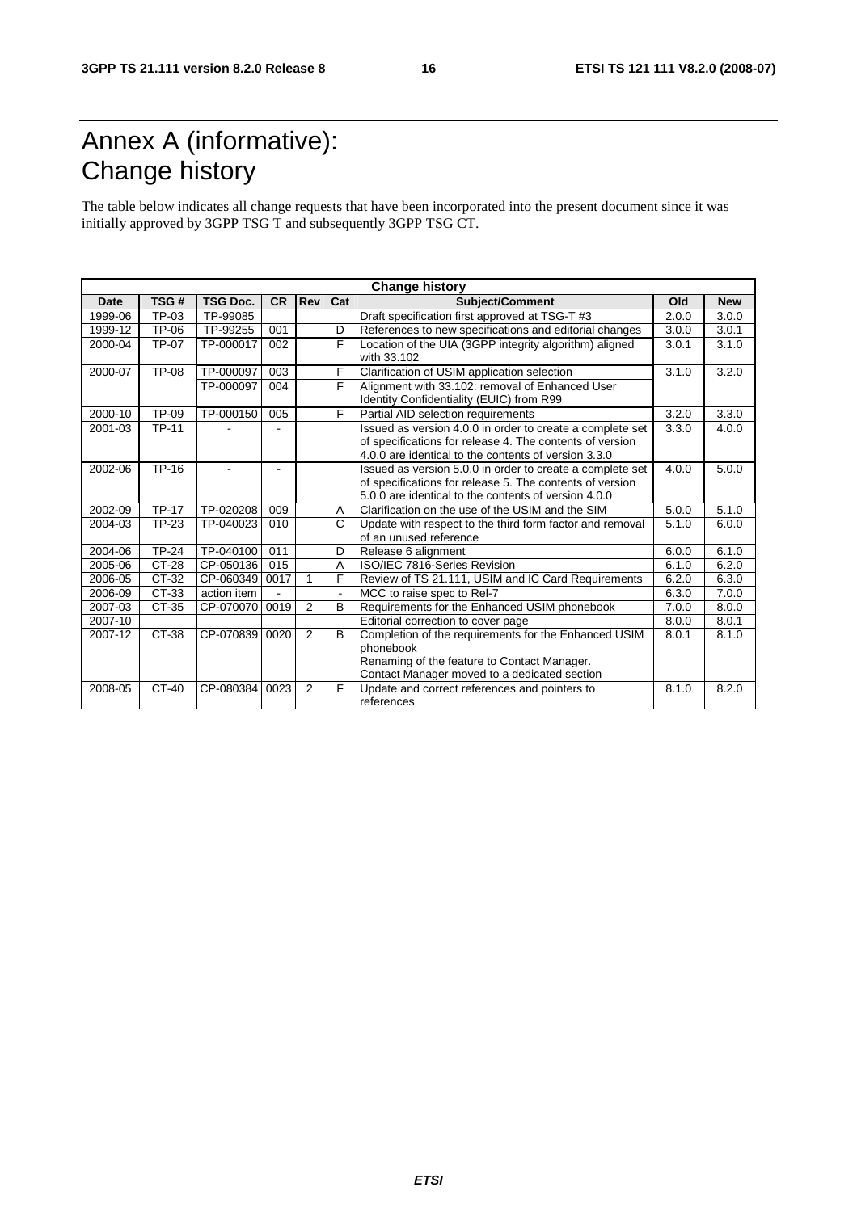# Annex A (informative): Change history

The table below indicates all change requests that have been incorporated into the present document since it was initially approved by 3GPP TSG T and subsequently 3GPP TSG CT.

| Change history | | | | | | | | |
|---|---|---|---|---|---|---|---|---|
| **Date** | **TSG #** | **TSG Doc.** | **CR** | **Rev** | **Cat** | **Subject/Comment** | **Old** | **New** |
| 1999-06 | TP-03 | TP-99085 | | | | Draft specification first approved at TSG-T #3 | 2.0.0 | 3.0.0 |
| 1999-12 | TP-06 | TP-99255 | 001 | | D | References to new specifications and editorial changes | 3.0.0 | 3.0.1 |
| 2000-04 | TP-07 | TP-000017 | 002 | | F | Location of the UIA (3GPP integrity algorithm) aligned with 33.102 | 3.0.1 | 3.1.0 |
| 2000-07 | TP-08 | TP-000097 | 003 | | F | Clarification of USIM application selection | 3.1.0 | 3.2.0 |
| | | TP-000097 | 004 | | F | Alignment with 33.102: removal of Enhanced User Identity Confidentiality (EUIC) from R99 | | |
| 2000-10 | TP-09 | TP-000150 | 005 | | F | Partial AID selection requirements | 3.2.0 | 3.3.0 |
| 2001-03 | TP-11 | - | - | | | Issued as version 4.0.0 in order to create a complete set of specifications for release 4. The contents of version 4.0.0 are identical to the contents of version 3.3.0 | 3.3.0 | 4.0.0 |
| 2002-06 | TP-16 | - | - | | | Issued as version 5.0.0 in order to create a complete set of specifications for release 5. The contents of version 5.0.0 are identical to the contents of version 4.0.0 | 4.0.0 | 5.0.0 |
| 2002-09 | TP-17 | TP-020208 | 009 | | A | Clarification on the use of the USIM and the SIM | 5.0.0 | 5.1.0 |
| 2004-03 | TP-23 | TP-040023 | 010 | | C | Update with respect to the third form factor and removal of an unused reference | 5.1.0 | 6.0.0 |
| 2004-06 | TP-24 | TP-040100 | 011 | | D | Release 6 alignment | 6.0.0 | 6.1.0 |
| 2005-06 | CT-28 | CP-050136 | 015 | | A | ISO/IEC 7816-Series Revision | 6.1.0 | 6.2.0 |
| 2006-05 | CT-32 | CP-060349 | 0017 | 1 | F | Review of TS 21.111, USIM and IC Card Requirements | 6.2.0 | 6.3.0 |
| 2006-09 | CT-33 | action item | - | | - | MCC to raise spec to Rel-7 | 6.3.0 | 7.0.0 |
| 2007-03 | CT-35 | CP-070070 | 0019 | 2 | B | Requirements for the Enhanced USIM phonebook | 7.0.0 | 8.0.0 |
| 2007-10 | | | | | | Editorial correction to cover page | 8.0.0 | 8.0.1 |
| 2007-12 | CT-38 | CP-070839 | 0020 | 2 | B | Completion of the requirements for the Enhanced USIM phonebook<br>Renaming of the feature to Contact Manager.<br>Contact Manager moved to a dedicated section | 8.0.1 | 8.1.0 |
| 2008-05 | CT-40 | CP-080384 | 0023 | 2 | F | Update and correct references and pointers to references | 8.1.0 | 8.2.0 |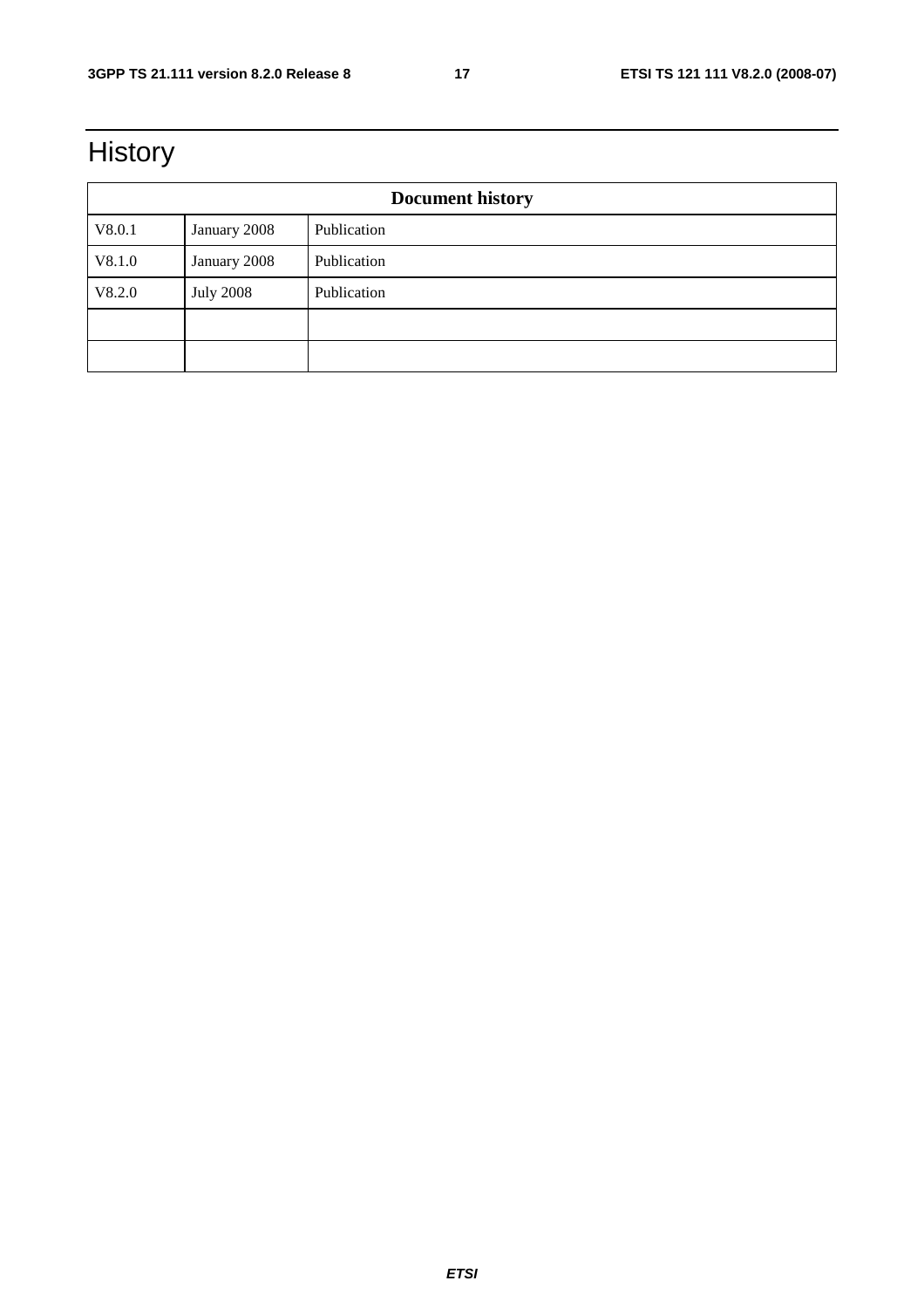# History

| Document history | | |
|---|---|---|
| V8.0.1 | January 2008 | Publication |
| V8.1.0 | January 2008 | Publication |
| V8.2.0 | July 2008 | Publication |
| | | |
| | | |